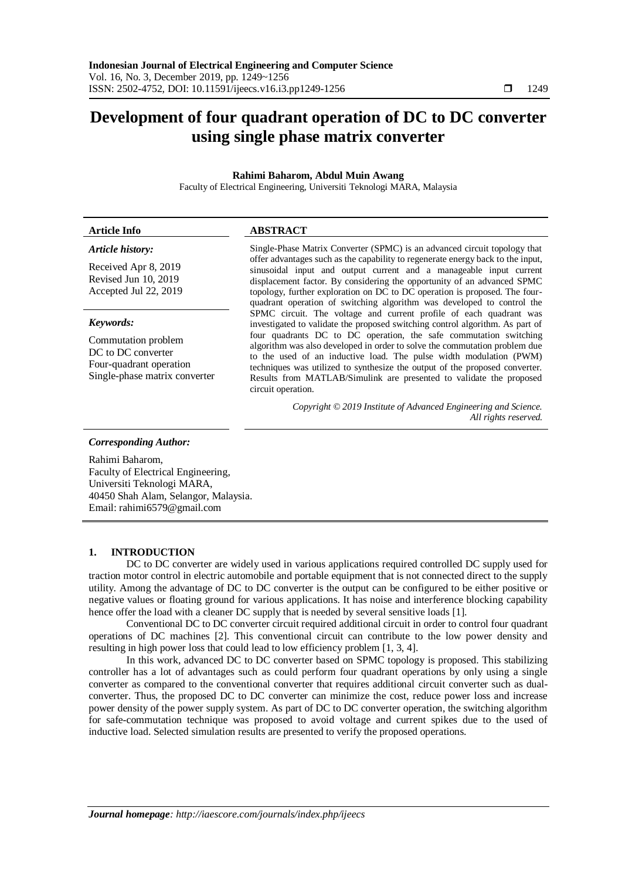# Development of four quadrant operation of DC to DC converter using single phase matrix converter

**Rahimi Baharom, Abdul Muin Awang**

Faculty of Electrical Engineering, Universiti Teknologi MARA, Malaysia

**Article Info**

***Article history:***

Received Apr 8, 2019
Revised Jun 10, 2019
Accepted Jul 22, 2019

***Keywords:***

Commutation problem
DC to DC converter
Four-quadrant operation
Single-phase matrix converter

**ABSTRACT**

Single-Phase Matrix Converter (SPMC) is an advanced circuit topology that offer advantages such as the capability to regenerate energy back to the input, sinusoidal input and output current and a manageable input current displacement factor. By considering the opportunity of an advanced SPMC topology, further exploration on DC to DC operation is proposed. The four-quadrant operation of switching algorithm was developed to control the SPMC circuit. The voltage and current profile of each quadrant was investigated to validate the proposed switching control algorithm. As part of four quadrants DC to DC operation, the safe commutation switching algorithm was also developed in order to solve the commutation problem due to the used of an inductive load. The pulse width modulation (PWM) techniques was utilized to synthesize the output of the proposed converter. Results from MATLAB/Simulink are presented to validate the proposed circuit operation.

*Copyright © 2019 Institute of Advanced Engineering and Science. All rights reserved.*

***Corresponding Author:***

Rahimi Baharom,
Faculty of Electrical Engineering,
Universiti Teknologi MARA,
40450 Shah Alam, Selangor, Malaysia.
Email: rahimi6579@gmail.com

## 1. INTRODUCTION

DC to DC converter are widely used in various applications required controlled DC supply used for traction motor control in electric automobile and portable equipment that is not connected direct to the supply utility. Among the advantage of DC to DC converter is the output can be configured to be either positive or negative values or floating ground for various applications. It has noise and interference blocking capability hence offer the load with a cleaner DC supply that is needed by several sensitive loads [1].

Conventional DC to DC converter circuit required additional circuit in order to control four quadrant operations of DC machines [2]. This conventional circuit can contribute to the low power density and resulting in high power loss that could lead to low efficiency problem [1, 3, 4].

In this work, advanced DC to DC converter based on SPMC topology is proposed. This stabilizing controller has a lot of advantages such as could perform four quadrant operations by only using a single converter as compared to the conventional converter that requires additional circuit converter such as dual-converter. Thus, the proposed DC to DC converter can minimize the cost, reduce power loss and increase power density of the power supply system. As part of DC to DC converter operation, the switching algorithm for safe-commutation technique was proposed to avoid voltage and current spikes due to the used of inductive load. Selected simulation results are presented to verify the proposed operations.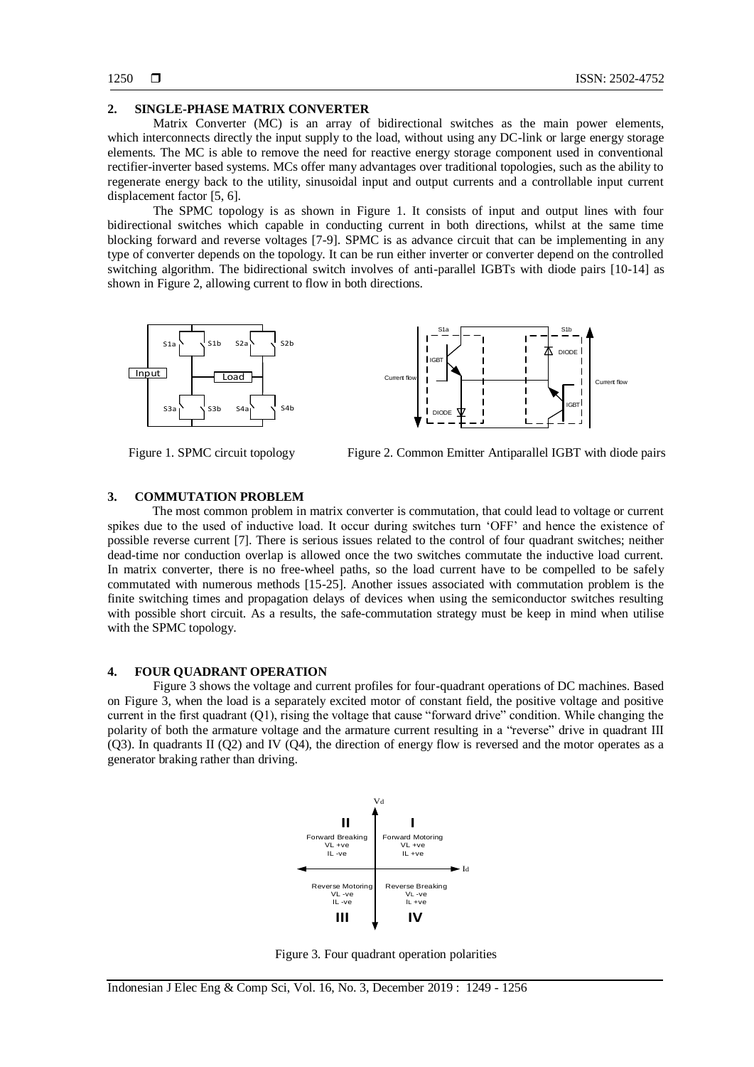## 2. SINGLE-PHASE MATRIX CONVERTER

Matrix Converter (MC) is an array of bidirectional switches as the main power elements, which interconnects directly the input supply to the load, without using any DC-link or large energy storage elements. The MC is able to remove the need for reactive energy storage component used in conventional rectifier-inverter based systems. MCs offer many advantages over traditional topologies, such as the ability to regenerate energy back to the utility, sinusoidal input and output currents and a controllable input current displacement factor [5, 6].

The SPMC topology is as shown in Figure 1. It consists of input and output lines with four bidirectional switches which capable in conducting current in both directions, whilst at the same time blocking forward and reverse voltages [7-9]. SPMC is as advance circuit that can be implementing in any type of converter depends on the topology. It can be run either inverter or converter depend on the controlled switching algorithm. The bidirectional switch involves of anti-parallel IGBTs with diode pairs [10-14] as shown in Figure 2, allowing current to flow in both directions.

Figure 1. SPMC circuit topology

Figure 2. Common Emitter Antiparallel IGBT with diode pairs

## 3. COMMUTATION PROBLEM

The most common problem in matrix converter is commutation, that could lead to voltage or current spikes due to the used of inductive load. It occur during switches turn 'OFF' and hence the existence of possible reverse current [7]. There is serious issues related to the control of four quadrant switches; neither dead-time nor conduction overlap is allowed once the two switches commutate the inductive load current. In matrix converter, there is no free-wheel paths, so the load current have to be compelled to be safely commutated with numerous methods [15-25]. Another issues associated with commutation problem is the finite switching times and propagation delays of devices when using the semiconductor switches resulting with possible short circuit. As a results, the safe-commutation strategy must be keep in mind when utilise with the SPMC topology.

## 4. FOUR QUADRANT OPERATION

Figure 3 shows the voltage and current profiles for four-quadrant operations of DC machines. Based on Figure 3, when the load is a separately excited motor of constant field, the positive voltage and positive current in the first quadrant (Q1), rising the voltage that cause "forward drive" condition. While changing the polarity of both the armature voltage and the armature current resulting in a "reverse" drive in quadrant III (Q3). In quadrants II (Q2) and IV (Q4), the direction of energy flow is reversed and the motor operates as a generator braking rather than driving.

Figure 3. Four quadrant operation polarities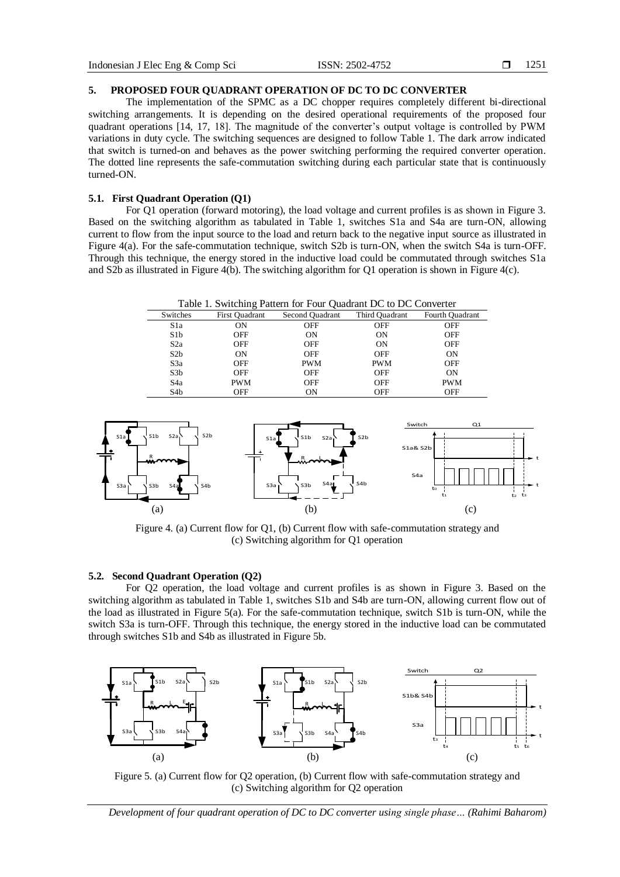## 5. PROPOSED FOUR QUADRANT OPERATION OF DC TO DC CONVERTER

The implementation of the SPMC as a DC chopper requires completely different bi-directional switching arrangements. It is depending on the desired operational requirements of the proposed four quadrant operations [14, 17, 18]. The magnitude of the converter's output voltage is controlled by PWM variations in duty cycle. The switching sequences are designed to follow Table 1. The dark arrow indicated that switch is turned-on and behaves as the power switching performing the required converter operation. The dotted line represents the safe-commutation switching during each particular state that is continuously turned-ON.

### 5.1. First Quadrant Operation (Q1)

For Q1 operation (forward motoring), the load voltage and current profiles is as shown in Figure 3. Based on the switching algorithm as tabulated in Table 1, switches S1a and S4a are turn-ON, allowing current to flow from the input source to the load and return back to the negative input source as illustrated in Figure 4(a). For the safe-commutation technique, switch S2b is turn-ON, when the switch S4a is turn-OFF. Through this technique, the energy stored in the inductive load could be commutated through switches S1a and S2b as illustrated in Figure 4(b). The switching algorithm for Q1 operation is shown in Figure 4(c).

Table 1. Switching Pattern for Four Quadrant DC to DC Converter

| Switches | First Quadrant | Second Quadrant | Third Quadrant | Fourth Quadrant |
|---|---|---|---|---|
| S1a | ON | OFF | OFF | OFF |
| S1b | OFF | ON | ON | OFF |
| S2a | OFF | OFF | ON | OFF |
| S2b | ON | OFF | OFF | ON |
| S3a | OFF | PWM | PWM | OFF |
| S3b | OFF | OFF | OFF | ON |
| S4a | PWM | OFF | OFF | PWM |
| S4b | OFF | ON | OFF | OFF |

Figure 4. (a) Current flow for Q1, (b) Current flow with safe-commutation strategy and (c) Switching algorithm for Q1 operation

### 5.2. Second Quadrant Operation (Q2)

For Q2 operation, the load voltage and current profiles is as shown in Figure 3. Based on the switching algorithm as tabulated in Table 1, switches S1b and S4b are turn-ON, allowing current flow out of the load as illustrated in Figure 5(a). For the safe-commutation technique, switch S1b is turn-ON, while the switch S3a is turn-OFF. Through this technique, the energy stored in the inductive load can be commutated through switches S1b and S4b as illustrated in Figure 5b.

Figure 5. (a) Current flow for Q2 operation, (b) Current flow with safe-commutation strategy and (c) Switching algorithm for Q2 operation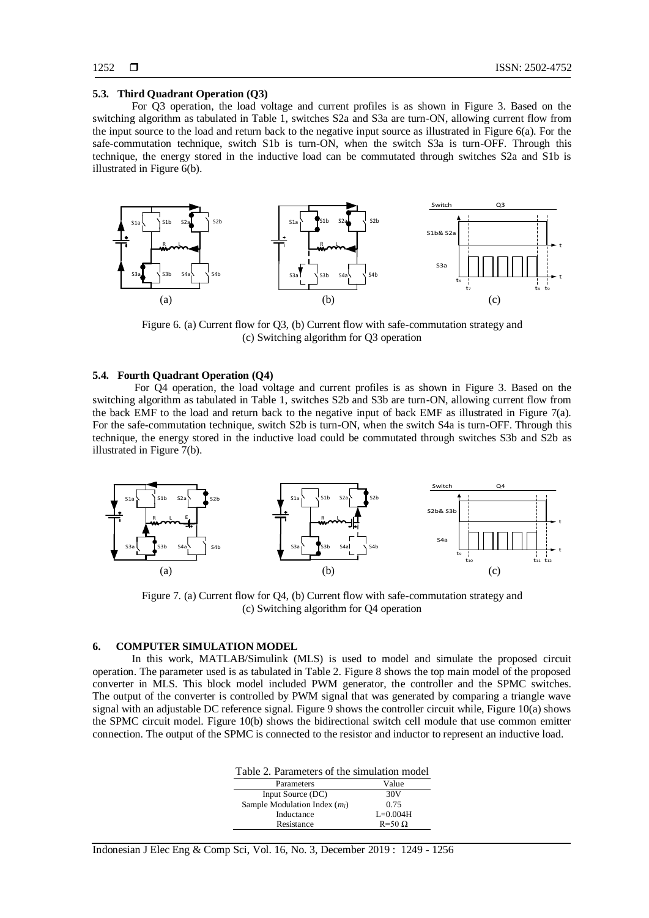### 5.3. Third Quadrant Operation (Q3)

For Q3 operation, the load voltage and current profiles is as shown in Figure 3. Based on the switching algorithm as tabulated in Table 1, switches S2a and S3a are turn-ON, allowing current flow from the input source to the load and return back to the negative input source as illustrated in Figure 6(a). For the safe-commutation technique, switch S1b is turn-ON, when the switch S3a is turn-OFF. Through this technique, the energy stored in the inductive load can be commutated through switches S2a and S1b is illustrated in Figure 6(b).

Figure 6. (a) Current flow for Q3, (b) Current flow with safe-commutation strategy and (c) Switching algorithm for Q3 operation

### 5.4. Fourth Quadrant Operation (Q4)

For Q4 operation, the load voltage and current profiles is as shown in Figure 3. Based on the switching algorithm as tabulated in Table 1, switches S2b and S3b are turn-ON, allowing current flow from the back EMF to the load and return back to the negative input of back EMF as illustrated in Figure 7(a). For the safe-commutation technique, switch S2b is turn-ON, when the switch S4a is turn-OFF. Through this technique, the energy stored in the inductive load could be commutated through switches S3b and S2b as illustrated in Figure 7(b).

Figure 7. (a) Current flow for Q4, (b) Current flow with safe-commutation strategy and (c) Switching algorithm for Q4 operation

## 6. COMPUTER SIMULATION MODEL

In this work, MATLAB/Simulink (MLS) is used to model and simulate the proposed circuit operation. The parameter used is as tabulated in Table 2. Figure 8 shows the top main model of the proposed converter in MLS. This block model included PWM generator, the controller and the SPMC switches. The output of the converter is controlled by PWM signal that was generated by comparing a triangle wave signal with an adjustable DC reference signal. Figure 9 shows the controller circuit while, Figure 10(a) shows the SPMC circuit model. Figure 10(b) shows the bidirectional switch cell module that use common emitter connection. The output of the SPMC is connected to the resistor and inductor to represent an inductive load.

Table 2. Parameters of the simulation model

| Parameters | Value |
|---|---|
| Input Source (DC) | 30V |
| Sample Modulation Index ($m_i$) | 0.75 |
| Inductance | L=0.004H |
| Resistance | R=50 Ω |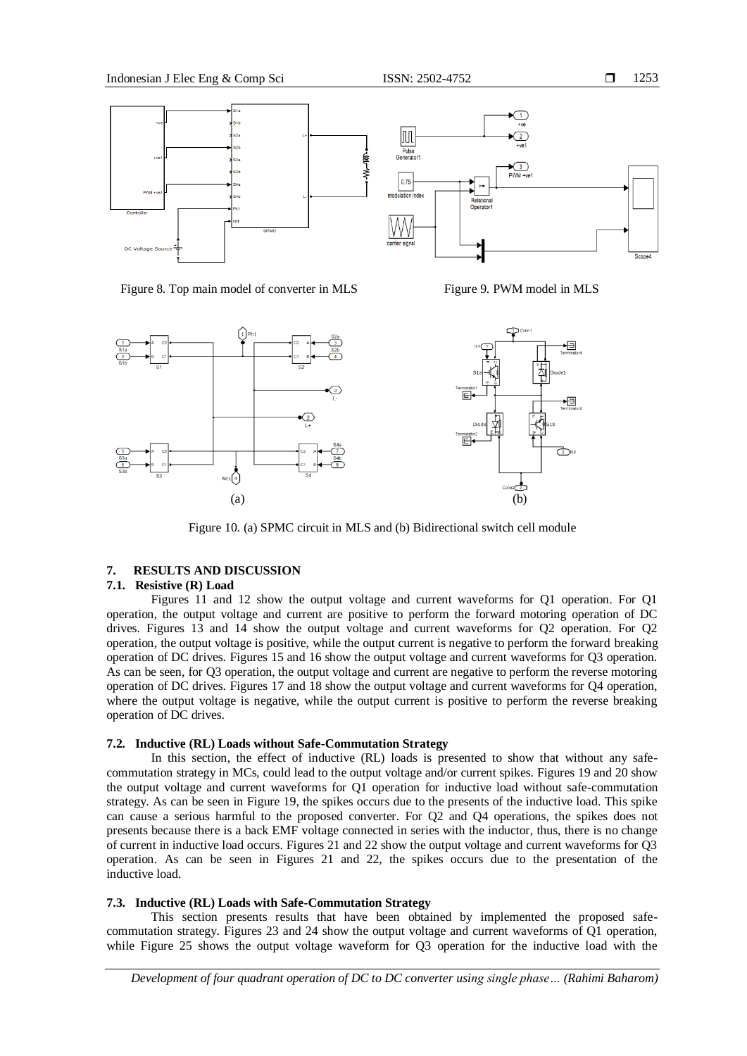Figure 8. Top main model of converter in MLS

Figure 9. PWM model in MLS

Figure 10. (a) SPMC circuit in MLS and (b) Bidirectional switch cell module

## 7. RESULTS AND DISCUSSION

### 7.1. Resistive (R) Load

Figures 11 and 12 show the output voltage and current waveforms for Q1 operation. For Q1 operation, the output voltage and current are positive to perform the forward motoring operation of DC drives. Figures 13 and 14 show the output voltage and current waveforms for Q2 operation. For Q2 operation, the output voltage is positive, while the output current is negative to perform the forward breaking operation of DC drives. Figures 15 and 16 show the output voltage and current waveforms for Q3 operation. As can be seen, for Q3 operation, the output voltage and current are negative to perform the reverse motoring operation of DC drives. Figures 17 and 18 show the output voltage and current waveforms for Q4 operation, where the output voltage is negative, while the output current is positive to perform the reverse breaking operation of DC drives.

### 7.2. Inductive (RL) Loads without Safe-Commutation Strategy

In this section, the effect of inductive (RL) loads is presented to show that without any safe-commutation strategy in MCs, could lead to the output voltage and/or current spikes. Figures 19 and 20 show the output voltage and current waveforms for Q1 operation for inductive load without safe-commutation strategy. As can be seen in Figure 19, the spikes occurs due to the presents of the inductive load. This spike can cause a serious harmful to the proposed converter. For Q2 and Q4 operations, the spikes does not presents because there is a back EMF voltage connected in series with the inductor, thus, there is no change of current in inductive load occurs. Figures 21 and 22 show the output voltage and current waveforms for Q3 operation. As can be seen in Figures 21 and 22, the spikes occurs due to the presentation of the inductive load.

### 7.3. Inductive (RL) Loads with Safe-Commutation Strategy

This section presents results that have been obtained by implemented the proposed safe-commutation strategy. Figures 23 and 24 show the output voltage and current waveforms of Q1 operation, while Figure 25 shows the output voltage waveform for Q3 operation for the inductive load with the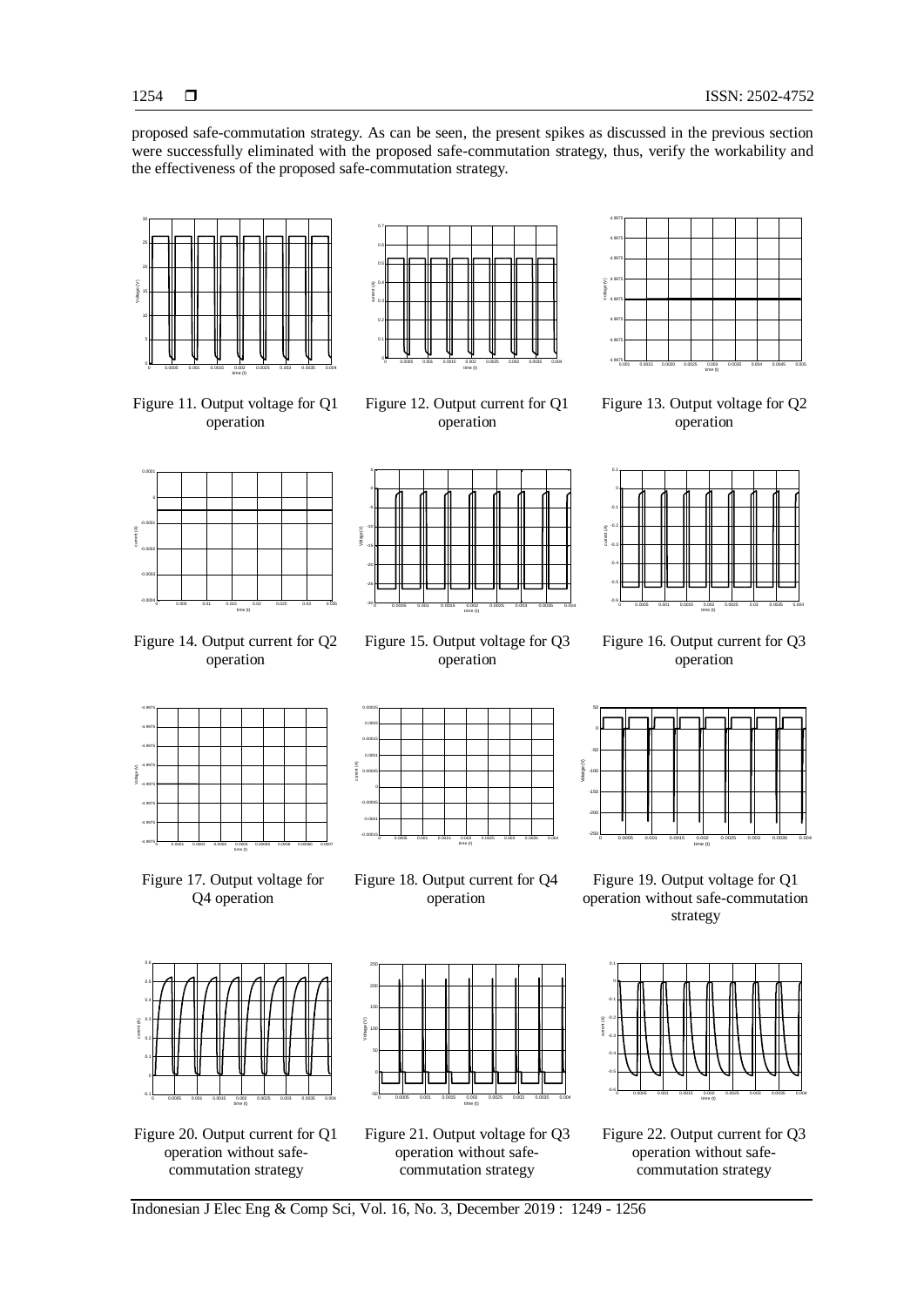proposed safe-commutation strategy. As can be seen, the present spikes as discussed in the previous section were successfully eliminated with the proposed safe-commutation strategy, thus, verify the workability and the effectiveness of the proposed safe-commutation strategy.

Figure 11. Output voltage for Q1 operation

Figure 12. Output current for Q1 operation

Figure 13. Output voltage for Q2 operation

Figure 14. Output current for Q2 operation

Figure 15. Output voltage for Q3 operation

Figure 16. Output current for Q3 operation

Figure 17. Output voltage for Q4 operation

Figure 18. Output current for Q4 operation

Figure 19. Output voltage for Q1 operation without safe-commutation strategy

Figure 20. Output current for Q1 operation without safe-commutation strategy

Figure 21. Output voltage for Q3 operation without safe-commutation strategy

Figure 22. Output current for Q3 operation without safe-commutation strategy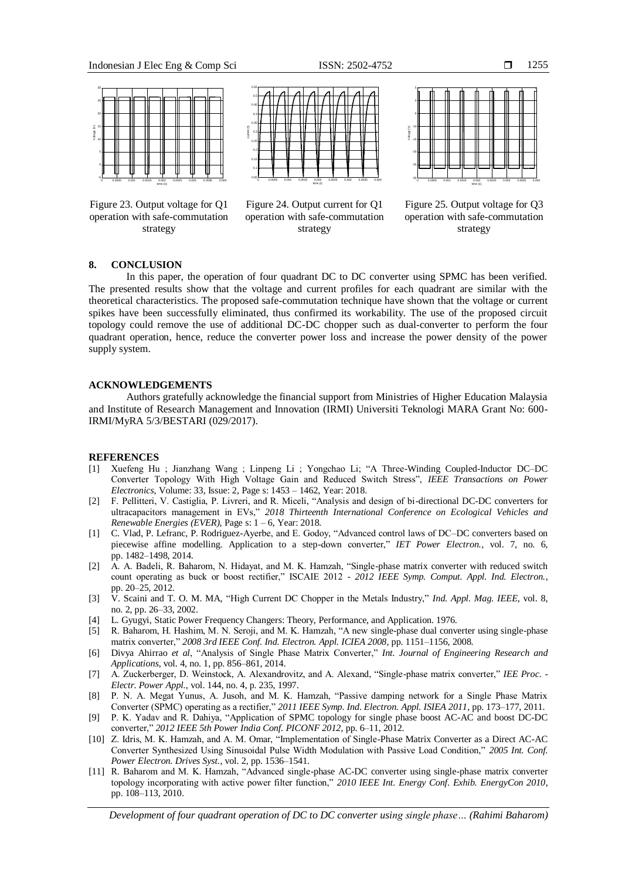Figure 23. Output voltage for Q1 operation with safe-commutation strategy

Figure 24. Output current for Q1 operation with safe-commutation strategy

Figure 25. Output voltage for Q3 operation with safe-commutation strategy

## 8. CONCLUSION

In this paper, the operation of four quadrant DC to DC converter using SPMC has been verified. The presented results show that the voltage and current profiles for each quadrant are similar with the theoretical characteristics. The proposed safe-commutation technique have shown that the voltage or current spikes have been successfully eliminated, thus confirmed its workability. The use of the proposed circuit topology could remove the use of additional DC-DC chopper such as dual-converter to perform the four quadrant operation, hence, reduce the converter power loss and increase the power density of the power supply system.

## ACKNOWLEDGEMENTS

Authors gratefully acknowledge the financial support from Ministries of Higher Education Malaysia and Institute of Research Management and Innovation (IRMI) Universiti Teknologi MARA Grant No: 600-IRMI/MyRA 5/3/BESTARI (029/2017).

## REFERENCES

[1] Xuefeng Hu ; Jianzhang Wang ; Linpeng Li ; Yongchao Li; "A Three-Winding Coupled-Inductor DC–DC Converter Topology With High Voltage Gain and Reduced Switch Stress", *IEEE Transactions on Power Electronics*, Volume: 33, Issue: 2, Page s: 1453 – 1462, Year: 2018.

[2] F. Pellitteri, V. Castiglia, P. Livreri, and R. Miceli, "Analysis and design of bi-directional DC-DC converters for ultracapacitors management in EVs," *2018 Thirteenth International Conference on Ecological Vehicles and Renewable Energies (EVER)*, Page s: 1 – 6, Year: 2018.

[1] C. Vlad, P. Lefranc, P. Rodriguez-Ayerbe, and E. Godoy, "Advanced control laws of DC–DC converters based on piecewise affine modelling. Application to a step-down converter," *IET Power Electron.*, vol. 7, no. 6, pp. 1482–1498, 2014.

[2] A. A. Badeli, R. Baharom, N. Hidayat, and M. K. Hamzah, "Single-phase matrix converter with reduced switch count operating as buck or boost rectifier," ISCAIE 2012 - *2012 IEEE Symp. Comput. Appl. Ind. Electron.*, pp. 20–25, 2012.

[3] V. Scaini and T. O. M. MA, "High Current DC Chopper in the Metals Industry," *Ind. Appl. Mag. IEEE*, vol. 8, no. 2, pp. 26–33, 2002.

[4] L. Gyugyi, Static Power Frequency Changers: Theory, Performance, and Application. 1976.

[5] R. Baharom, H. Hashim, M. N. Seroji, and M. K. Hamzah, "A new single-phase dual converter using single-phase matrix converter," *2008 3rd IEEE Conf. Ind. Electron. Appl. ICIEA 2008*, pp. 1151–1156, 2008.

[6] Divya Ahirrao *et al*, "Analysis of Single Phase Matrix Converter," *Int. Journal of Engineering Research and Applications*, vol. 4, no. 1, pp. 856–861, 2014.

[7] A. Zuckerberger, D. Weinstock, A. Alexandrovitz, and A. Alexand, "Single-phase matrix converter," *IEE Proc. - Electr. Power Appl.*, vol. 144, no. 4, p. 235, 1997.

[8] P. N. A. Megat Yunus, A. Jusoh, and M. K. Hamzah, "Passive damping network for a Single Phase Matrix Converter (SPMC) operating as a rectifier," *2011 IEEE Symp. Ind. Electron. Appl. ISIEA 2011*, pp. 173–177, 2011.

[9] P. K. Yadav and R. Dahiya, "Application of SPMC topology for single phase boost AC-AC and boost DC-DC converter," *2012 IEEE 5th Power India Conf. PICONF 2012*, pp. 6–11, 2012.

[10] Z. Idris, M. K. Hamzah, and A. M. Omar, "Implementation of Single-Phase Matrix Converter as a Direct AC-AC Converter Synthesized Using Sinusoidal Pulse Width Modulation with Passive Load Condition," *2005 Int. Conf. Power Electron. Drives Syst.*, vol. 2, pp. 1536–1541.

[11] R. Baharom and M. K. Hamzah, "Advanced single-phase AC-DC converter using single-phase matrix converter topology incorporating with active power filter function," *2010 IEEE Int. Energy Conf. Exhib. EnergyCon 2010*, pp. 108–113, 2010.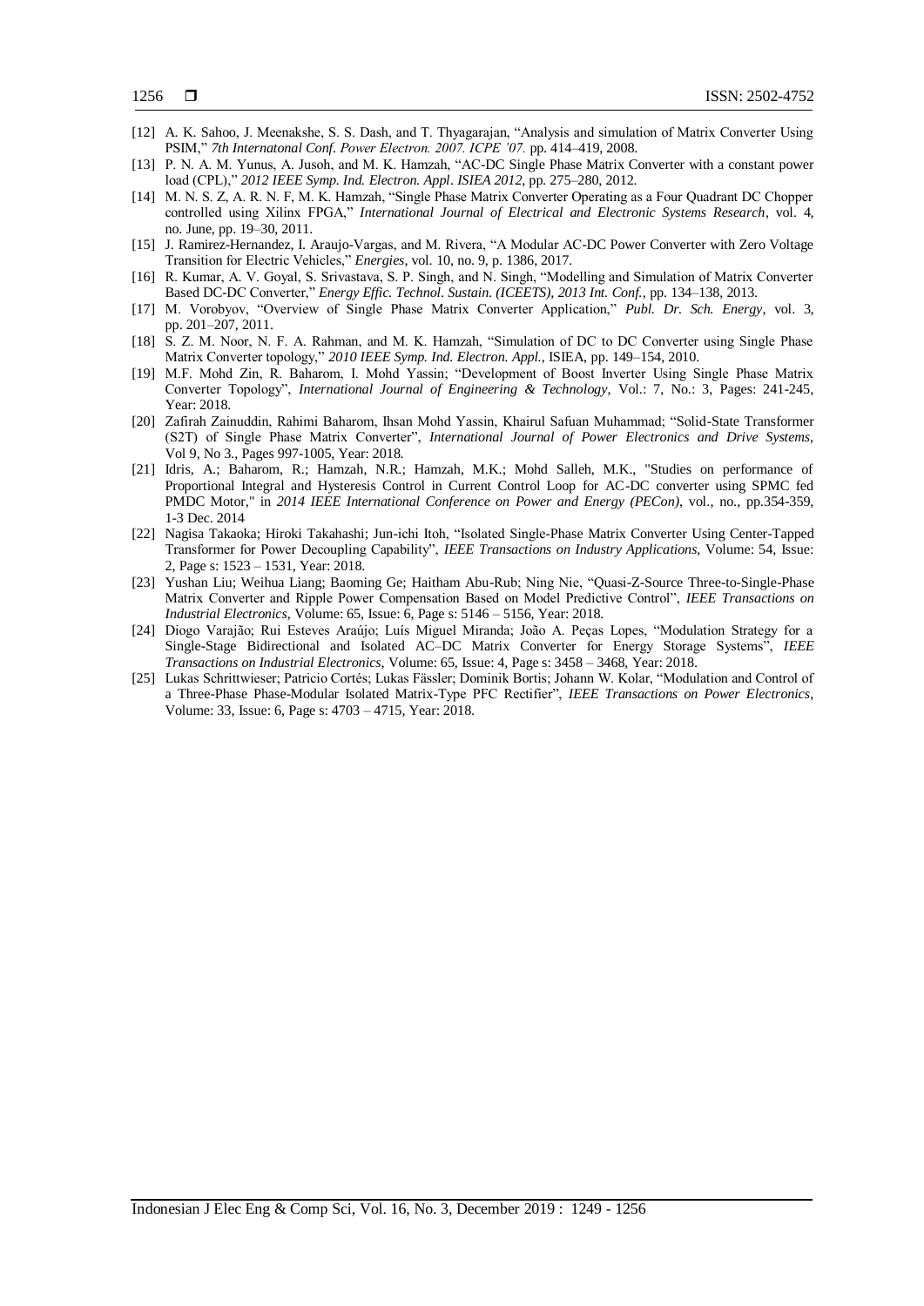[12] A. K. Sahoo, J. Meenakshe, S. S. Dash, and T. Thyagarajan, "Analysis and simulation of Matrix Converter Using PSIM," *7th Internatonal Conf. Power Electron. 2007. ICPE '07.* pp. 414–419, 2008.

[13] P. N. A. M. Yunus, A. Jusoh, and M. K. Hamzah, "AC-DC Single Phase Matrix Converter with a constant power load (CPL)," *2012 IEEE Symp. Ind. Electron. Appl. ISIEA 2012*, pp. 275–280, 2012.

[14] M. N. S. Z, A. R. N. F, M. K. Hamzah, "Single Phase Matrix Converter Operating as a Four Quadrant DC Chopper controlled using Xilinx FPGA," *International Journal of Electrical and Electronic Systems Research*, vol. 4, no. June, pp. 19–30, 2011.

[15] J. Ramirez-Hernandez, I. Araujo-Vargas, and M. Rivera, "A Modular AC-DC Power Converter with Zero Voltage Transition for Electric Vehicles," *Energies*, vol. 10, no. 9, p. 1386, 2017.

[16] R. Kumar, A. V. Goyal, S. Srivastava, S. P. Singh, and N. Singh, "Modelling and Simulation of Matrix Converter Based DC-DC Converter," *Energy Effic. Technol. Sustain. (ICEETS), 2013 Int. Conf.*, pp. 134–138, 2013.

[17] M. Vorobyov, "Overview of Single Phase Matrix Converter Application," *Publ. Dr. Sch. Energy*, vol. 3, pp. 201–207, 2011.

[18] S. Z. M. Noor, N. F. A. Rahman, and M. K. Hamzah, "Simulation of DC to DC Converter using Single Phase Matrix Converter topology," *2010 IEEE Symp. Ind. Electron. Appl.*, ISIEA, pp. 149–154, 2010.

[19] M.F. Mohd Zin, R. Baharom, I. Mohd Yassin; "Development of Boost Inverter Using Single Phase Matrix Converter Topology", *International Journal of Engineering & Technology*, Vol.: 7, No.: 3, Pages: 241-245, Year: 2018.

[20] Zafirah Zainuddin, Rahimi Baharom, Ihsan Mohd Yassin, Khairul Safuan Muhammad; "Solid-State Transformer (S2T) of Single Phase Matrix Converter", *International Journal of Power Electronics and Drive Systems*, Vol 9, No 3., Pages 997-1005, Year: 2018.

[21] Idris, A.; Baharom, R.; Hamzah, N.R.; Hamzah, M.K.; Mohd Salleh, M.K., "Studies on performance of Proportional Integral and Hysteresis Control in Current Control Loop for AC-DC converter using SPMC fed PMDC Motor," in *2014 IEEE International Conference on Power and Energy (PECon)*, vol., no., pp.354-359, 1-3 Dec. 2014

[22] Nagisa Takaoka; Hiroki Takahashi; Jun-ichi Itoh, "Isolated Single-Phase Matrix Converter Using Center-Tapped Transformer for Power Decoupling Capability", *IEEE Transactions on Industry Applications*, Volume: 54, Issue: 2, Page s: 1523 – 1531, Year: 2018.

[23] Yushan Liu; Weihua Liang; Baoming Ge; Haitham Abu-Rub; Ning Nie, "Quasi-Z-Source Three-to-Single-Phase Matrix Converter and Ripple Power Compensation Based on Model Predictive Control", *IEEE Transactions on Industrial Electronics*, Volume: 65, Issue: 6, Page s: 5146 – 5156, Year: 2018.

[24] Diogo Varajão; Rui Esteves Araújo; Luís Miguel Miranda; João A. Peças Lopes, "Modulation Strategy for a Single-Stage Bidirectional and Isolated AC–DC Matrix Converter for Energy Storage Systems", *IEEE Transactions on Industrial Electronics*, Volume: 65, Issue: 4, Page s: 3458 – 3468, Year: 2018.

[25] Lukas Schrittwieser; Patricio Cortés; Lukas Fässler; Dominik Bortis; Johann W. Kolar, "Modulation and Control of a Three-Phase Phase-Modular Isolated Matrix-Type PFC Rectifier", *IEEE Transactions on Power Electronics*, Volume: 33, Issue: 6, Page s: 4703 – 4715, Year: 2018.